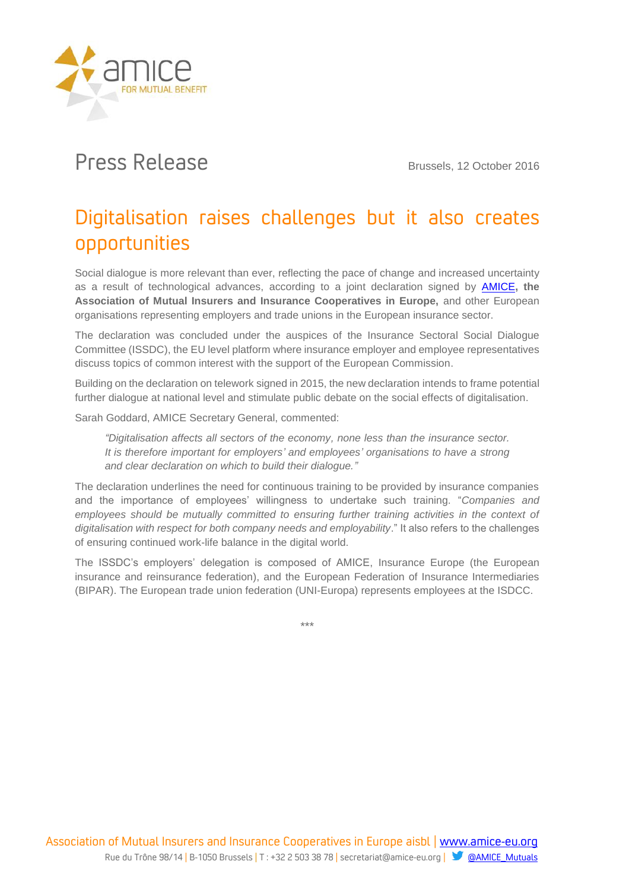# Press Release

Brussels, 12 October 2016

## Digitalisation raises challenges but it also creates opportunities

Social dialogue is more relevant than ever, reflecting the pace of change and increased uncertainty as a result of technological advances, according to a joint declaration signed by [AMICE](http://www.amice-eu.org)**, the Association of Mutual Insurers and Insurance Cooperatives in Europe,** and other European organisations representing employers and trade unions in the European insurance sector.

The declaration was concluded under the auspices of the Insurance Sectoral Social Dialogue Committee (ISSDC), the EU level platform where insurance employer and employee representatives discuss topics of common interest with the support of the European Commission.

Building on the declaration on telework signed in 2015, the new declaration intends to frame potential further dialogue at national level and stimulate public debate on the social effects of digitalisation.

Sarah Goddard, AMICE Secretary General, commented:

> *"Digitalisation affects all sectors of the economy, none less than the insurance sector. It is therefore important for employers' and employees' organisations to have a strong and clear declaration on which to build their dialogue."*

The declaration underlines the need for continuous training to be provided by insurance companies and the importance of employees' willingness to undertake such training. "*Companies and employees should be mutually committed to ensuring further training activities in the context of digitalisation with respect for both company needs and employability*." It also refers to the challenges of ensuring continued work-life balance in the digital world.

The ISSDC's employers' delegation is composed of AMICE, Insurance Europe (the European insurance and reinsurance federation), and the European Federation of Insurance Intermediaries (BIPAR). The European trade union federation (UNI-Europa) represents employees at the ISDCC.

***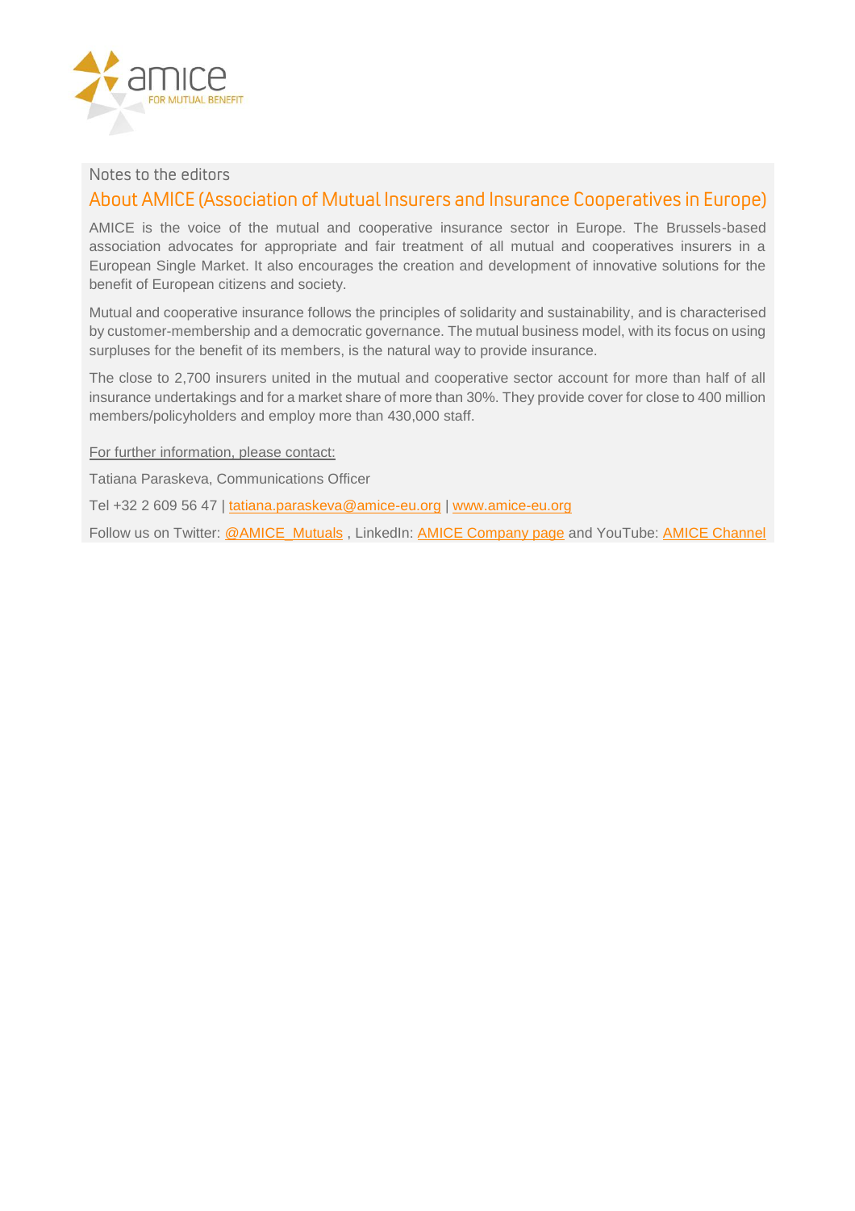Notes to the editors

## About AMICE (Association of Mutual Insurers and Insurance Cooperatives in Europe)

AMICE is the voice of the mutual and cooperative insurance sector in Europe. The Brussels-based association advocates for appropriate and fair treatment of all mutual and cooperatives insurers in a European Single Market. It also encourages the creation and development of innovative solutions for the benefit of European citizens and society.

Mutual and cooperative insurance follows the principles of solidarity and sustainability, and is characterised by customer-membership and a democratic governance. The mutual business model, with its focus on using surpluses for the benefit of its members, is the natural way to provide insurance.

The close to 2,700 insurers united in the mutual and cooperative sector account for more than half of all insurance undertakings and for a market share of more than 30%. They provide cover for close to 400 million members/policyholders and employ more than 430,000 staff.

For further information, please contact:

Tatiana Paraskeva, Communications Officer

Tel +32 2 609 56 47 | tatiana.paraskeva@amice-eu.org | www.amice-eu.org

Follow us on Twitter: @AMICE_Mutuals , LinkedIn: AMICE Company page and YouTube: AMICE Channel